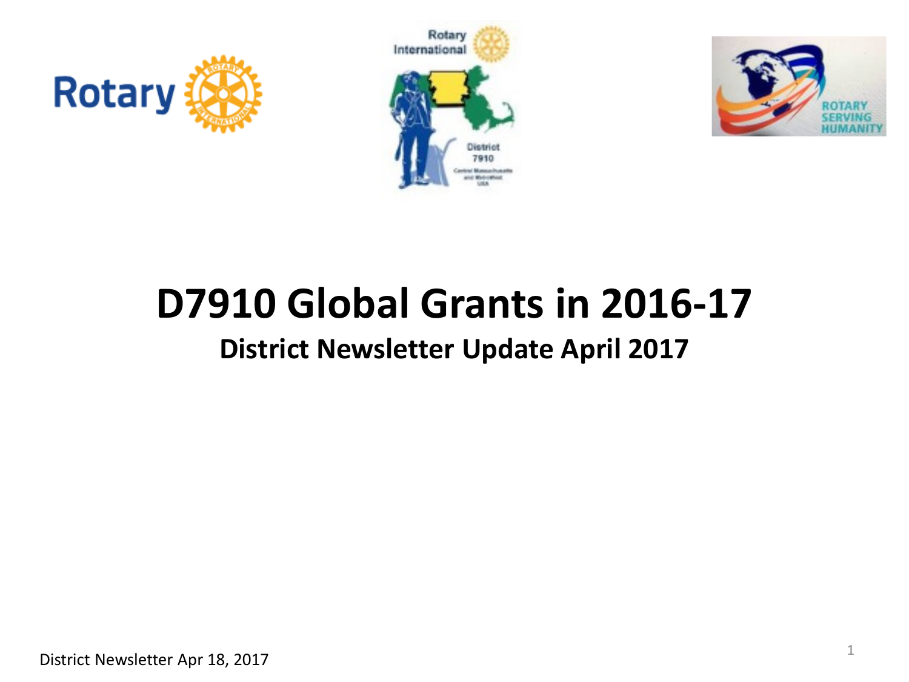# D7910 Global Grants in 2016-17

## District Newsletter Update April 2017

District Newsletter Apr 18, 2017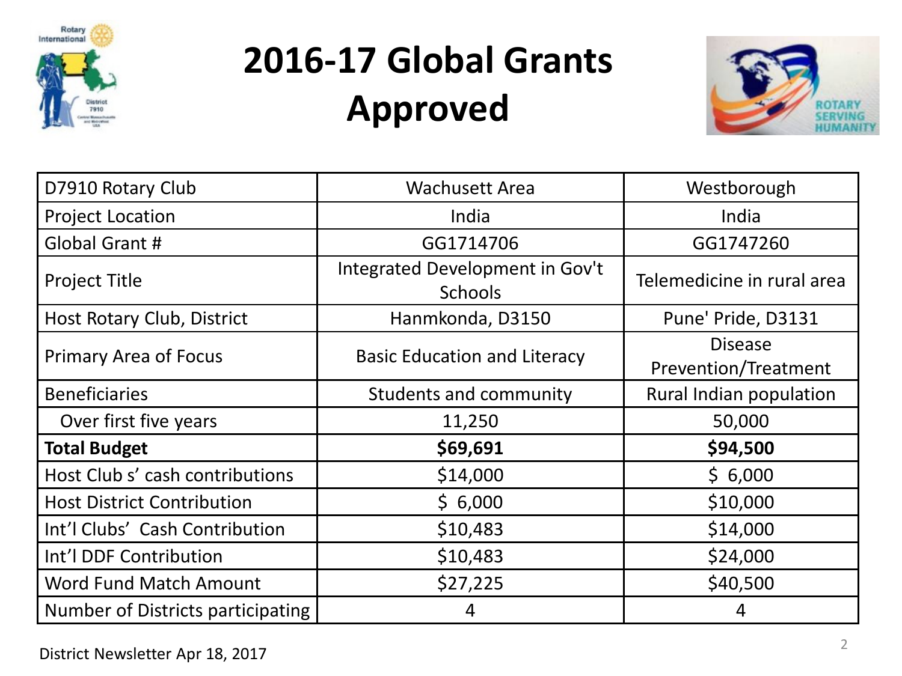# 2016-17 Global Grants Approved

| D7910 Rotary Club | Wachusett Area | Westborough |
|---|---|---|
| Project Location | India | India |
| Global Grant # | GG1714706 | GG1747260 |
| Project Title | Integrated Development in Gov't Schools | Telemedicine in rural area |
| Host Rotary Club, District | Hanmkonda, D3150 | Pune' Pride, D3131 |
| Primary Area of Focus | Basic Education and Literacy | Disease Prevention/Treatment |
| Beneficiaries | Students and community | Rural Indian population |
| Over first five years | 11,250 | 50,000 |
| **Total Budget** | **$69,691** | **$94,500** |
| Host Club s' cash contributions | $14,000 | $ 6,000 |
| Host District Contribution | $ 6,000 | $10,000 |
| Int'l Clubs' Cash Contribution | $10,483 | $14,000 |
| Int'l DDF Contribution | $10,483 | $24,000 |
| Word Fund Match Amount | $27,225 | $40,500 |
| Number of Districts participating | 4 | 4 |

District Newsletter Apr 18, 2017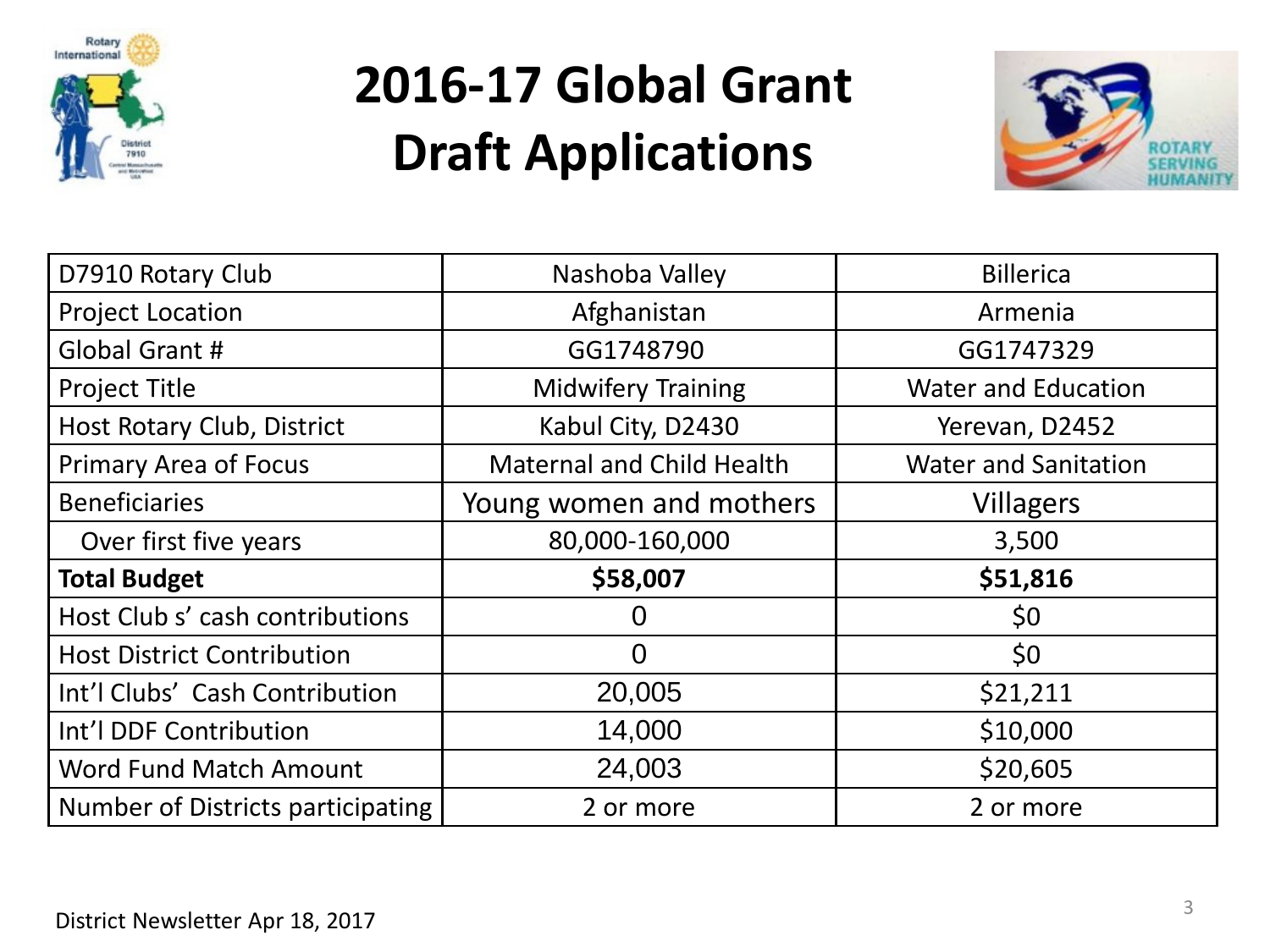# 2016-17 Global Grant Draft Applications

| D7910 Rotary Club | Nashoba Valley | Billerica |
|---|---|---|
| Project Location | Afghanistan | Armenia |
| Global Grant # | GG1748790 | GG1747329 |
| Project Title | Midwifery Training | Water and Education |
| Host Rotary Club, District | Kabul City, D2430 | Yerevan, D2452 |
| Primary Area of Focus | Maternal and Child Health | Water and Sanitation |
| Beneficiaries | Young women and mothers | Villagers |
| Over first five years | 80,000-160,000 | 3,500 |
| **Total Budget** | **$58,007** | **$51,816** |
| Host Club s' cash contributions | 0 | $0 |
| Host District Contribution | 0 | $0 |
| Int'l Clubs' Cash Contribution | 20,005 | $21,211 |
| Int'l DDF Contribution | 14,000 | $10,000 |
| Word Fund Match Amount | 24,003 | $20,605 |
| Number of Districts participating | 2 or more | 2 or more |

District Newsletter Apr 18, 2017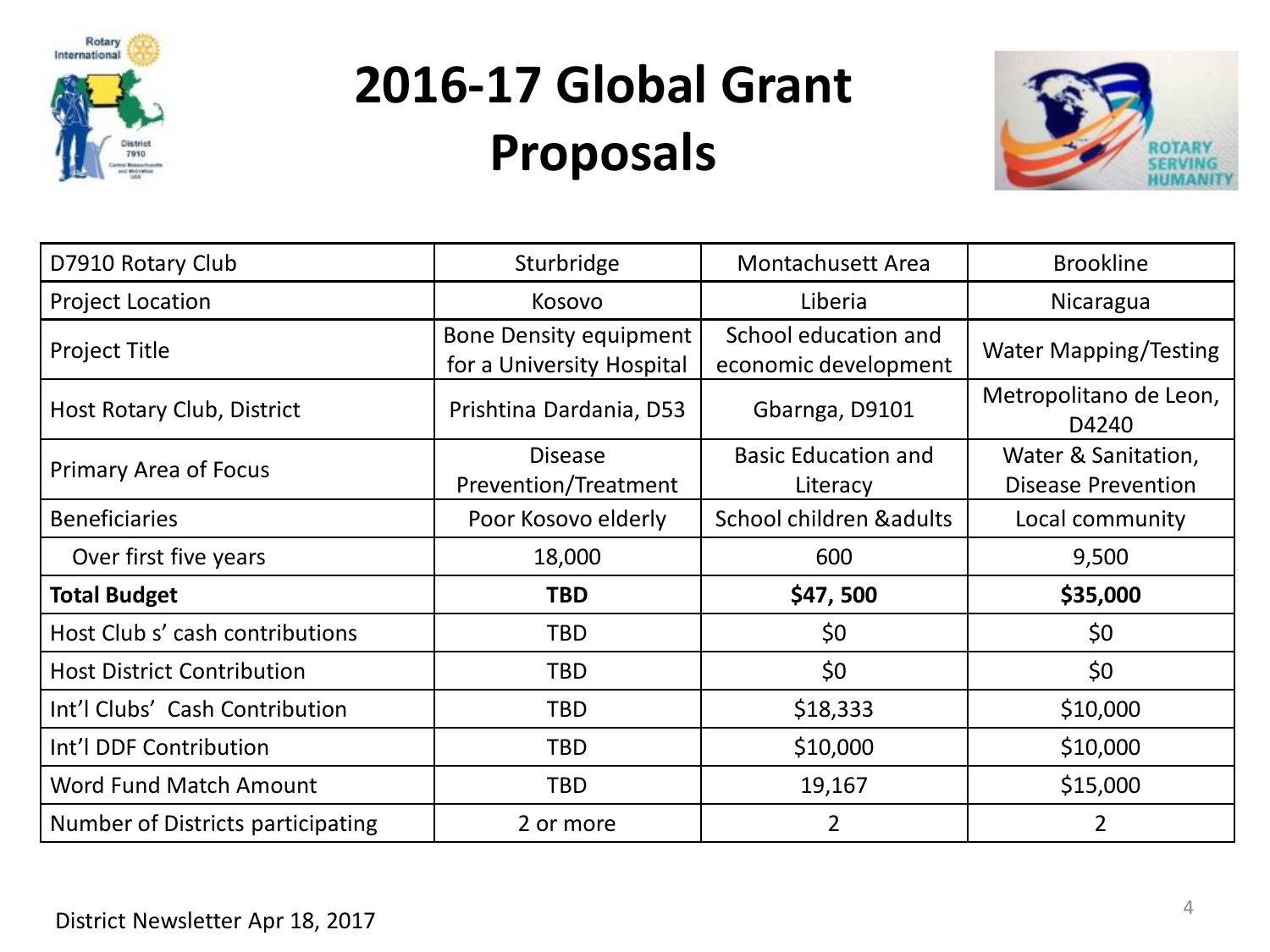# 2016-17 Global Grant Proposals

| D7910 Rotary Club | Sturbridge | Montachusett Area | Brookline |
|---|---|---|---|
| Project Location | Kosovo | Liberia | Nicaragua |
| Project Title | Bone Density equipment for a University Hospital | School education and economic development | Water Mapping/Testing |
| Host Rotary Club, District | Prishtina Dardania, D53 | Gbarnga, D9101 | Metropolitano de Leon, D4240 |
| Primary Area of Focus | Disease Prevention/Treatment | Basic Education and Literacy | Water & Sanitation, Disease Prevention |
| Beneficiaries | Poor Kosovo elderly | School children &adults | Local community |
| Over first five years | 18,000 | 600 | 9,500 |
| **Total Budget** | **TBD** | **$47, 500** | **$35,000** |
| Host Club s' cash contributions | TBD | $0 | $0 |
| Host District Contribution | TBD | $0 | $0 |
| Int'l Clubs' Cash Contribution | TBD | $18,333 | $10,000 |
| Int'l DDF Contribution | TBD | $10,000 | $10,000 |
| Word Fund Match Amount | TBD | 19,167 | $15,000 |
| Number of Districts participating | 2 or more | 2 | 2 |

District Newsletter Apr 18, 2017